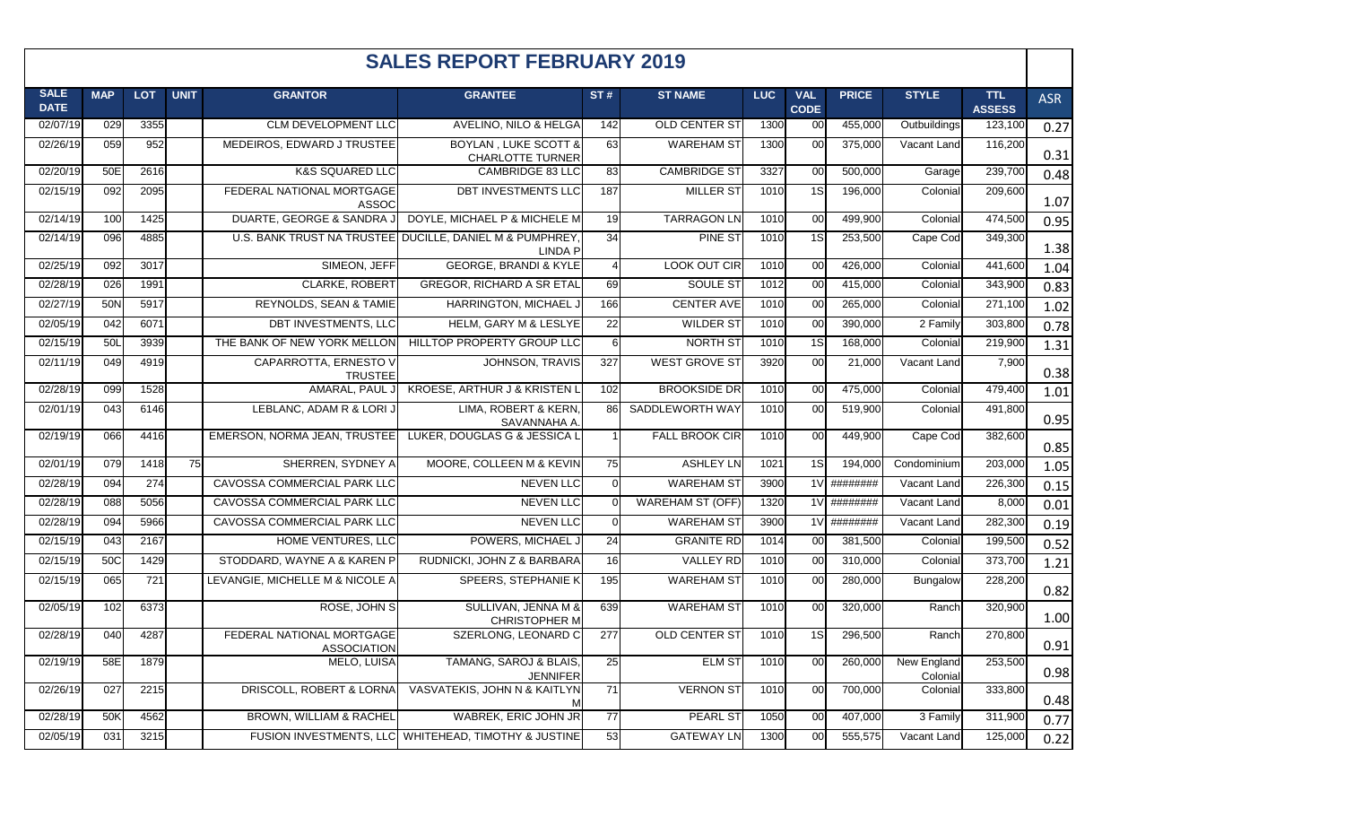# SALES REPORT FEBRUARY 2019

| SALE DATE | MAP | LOT | UNIT | GRANTOR | GRANTEE | ST # | ST NAME | LUC | VAL CODE | PRICE | STYLE | TTL ASSESS | ASR |
|---|---|---|---|---|---|---|---|---|---|---|---|---|---|
| 02/07/19 | 029 | 3355 | | CLM DEVELOPMENT LLC | AVELINO, NILO & HELGA | 142 | OLD CENTER ST | 1300 | 00 | 455,000 | Outbuildings | 123,100 | 0.27 |
| 02/26/19 | 059 | 952 | | MEDEIROS, EDWARD J TRUSTEE | BOYLAN , LUKE SCOTT & CHARLOTTE TURNER | 63 | WAREHAM ST | 1300 | 00 | 375,000 | Vacant Land | 116,200 | 0.31 |
| 02/20/19 | 50E | 2616 | | K&S SQUARED LLC | CAMBRIDGE 83 LLC | 83 | CAMBRIDGE ST | 3327 | 00 | 500,000 | Garage | 239,700 | 0.48 |
| 02/15/19 | 092 | 2095 | | FEDERAL NATIONAL MORTGAGE ASSOC | DBT INVESTMENTS LLC | 187 | MILLER ST | 1010 | 1S | 196,000 | Colonial | 209,600 | 1.07 |
| 02/14/19 | 100 | 1425 | | DUARTE, GEORGE & SANDRA J | DOYLE, MICHAEL P & MICHELE M | 19 | TARRAGON LN | 1010 | 00 | 499,900 | Colonial | 474,500 | 0.95 |
| 02/14/19 | 096 | 4885 | | U.S. BANK TRUST NA TRUSTEE | DUCILLE, DANIEL M & PUMPHREY, LINDA P | 34 | PINE ST | 1010 | 1S | 253,500 | Cape Cod | 349,300 | 1.38 |
| 02/25/19 | 092 | 3017 | | SIMEON, JEFF | GEORGE, BRANDI & KYLE | 4 | LOOK OUT CIR | 1010 | 00 | 426,000 | Colonial | 441,600 | 1.04 |
| 02/28/19 | 026 | 1991 | | CLARKE, ROBERT | GREGOR, RICHARD A SR ETAL | 69 | SOULE ST | 1012 | 00 | 415,000 | Colonial | 343,900 | 0.83 |
| 02/27/19 | 50N | 5917 | | REYNOLDS, SEAN & TAMIE | HARRINGTON, MICHAEL J | 166 | CENTER AVE | 1010 | 00 | 265,000 | Colonial | 271,100 | 1.02 |
| 02/05/19 | 042 | 6071 | | DBT INVESTMENTS, LLC | HELM, GARY M & LESLYE | 22 | WILDER ST | 1010 | 00 | 390,000 | 2 Family | 303,800 | 0.78 |
| 02/15/19 | 50L | 3939 | | THE BANK OF NEW YORK MELLON | HILLTOP PROPERTY GROUP LLC | 6 | NORTH ST | 1010 | 1S | 168,000 | Colonial | 219,900 | 1.31 |
| 02/11/19 | 049 | 4919 | | CAPARROTTA, ERNESTO V TRUSTEE | JOHNSON, TRAVIS | 327 | WEST GROVE ST | 3920 | 00 | 21,000 | Vacant Land | 7,900 | 0.38 |
| 02/28/19 | 099 | 1528 | | AMARAL, PAUL J | KROESE, ARTHUR J & KRISTEN L | 102 | BROOKSIDE DR | 1010 | 00 | 475,000 | Colonial | 479,400 | 1.01 |
| 02/01/19 | 043 | 6146 | | LEBLANC, ADAM R & LORI J | LIMA, ROBERT & KERN, SAVANNAHA A. | 86 | SADDLEWORTH WAY | 1010 | 00 | 519,900 | Colonial | 491,800 | 0.95 |
| 02/19/19 | 066 | 4416 | | EMERSON, NORMA JEAN, TRUSTEE | LUKER, DOUGLAS G & JESSICA L | 1 | FALL BROOK CIR | 1010 | 00 | 449,900 | Cape Cod | 382,600 | 0.85 |
| 02/01/19 | 079 | 1418 | 75 | SHERREN, SYDNEY A | MOORE, COLLEEN M & KEVIN | 75 | ASHLEY LN | 1021 | 1S | 194,000 | Condominium | 203,000 | 1.05 |
| 02/28/19 | 094 | 274 | | CAVOSSA COMMERCIAL PARK LLC | NEVEN LLC | 0 | WAREHAM ST | 3900 | 1V | ######## | Vacant Land | 226,300 | 0.15 |
| 02/28/19 | 088 | 5056 | | CAVOSSA COMMERCIAL PARK LLC | NEVEN LLC | 0 | WAREHAM ST (OFF) | 1320 | 1V | ######## | Vacant Land | 8,000 | 0.01 |
| 02/28/19 | 094 | 5966 | | CAVOSSA COMMERCIAL PARK LLC | NEVEN LLC | 0 | WAREHAM ST | 3900 | 1V | ######## | Vacant Land | 282,300 | 0.19 |
| 02/15/19 | 043 | 2167 | | HOME VENTURES, LLC | POWERS, MICHAEL J | 24 | GRANITE RD | 1014 | 00 | 381,500 | Colonial | 199,500 | 0.52 |
| 02/15/19 | 50C | 1429 | | STODDARD, WAYNE A & KAREN P | RUDNICKI, JOHN Z & BARBARA | 16 | VALLEY RD | 1010 | 00 | 310,000 | Colonial | 373,700 | 1.21 |
| 02/15/19 | 065 | 721 | | LEVANGIE, MICHELLE M & NICOLE A | SPEERS, STEPHANIE K | 195 | WAREHAM ST | 1010 | 00 | 280,000 | Bungalow | 228,200 | 0.82 |
| 02/05/19 | 102 | 6373 | | ROSE, JOHN S | SULLIVAN, JENNA M & CHRISTOPHER M | 639 | WAREHAM ST | 1010 | 00 | 320,000 | Ranch | 320,900 | 1.00 |
| 02/28/19 | 040 | 4287 | | FEDERAL NATIONAL MORTGAGE ASSOCIATION | SZERLONG, LEONARD C | 277 | OLD CENTER ST | 1010 | 1S | 296,500 | Ranch | 270,800 | 0.91 |
| 02/19/19 | 58E | 1879 | | MELO, LUISA | TAMANG, SAROJ & BLAIS, JENNIFER | 25 | ELM ST | 1010 | 00 | 260,000 | New England Colonial | 253,500 | 0.98 |
| 02/26/19 | 027 | 2215 | | DRISCOLL, ROBERT & LORNA | VASVATEKIS, JOHN N & KAITLYN M | 71 | VERNON ST | 1010 | 00 | 700,000 | Colonial | 333,800 | 0.48 |
| 02/28/19 | 50K | 4562 | | BROWN, WILLIAM & RACHEL | WABREK, ERIC JOHN JR | 77 | PEARL ST | 1050 | 00 | 407,000 | 3 Family | 311,900 | 0.77 |
| 02/05/19 | 031 | 3215 | | FUSION INVESTMENTS, LLC | WHITEHEAD, TIMOTHY & JUSTINE | 53 | GATEWAY LN | 1300 | 00 | 555,575 | Vacant Land | 125,000 | 0.22 |